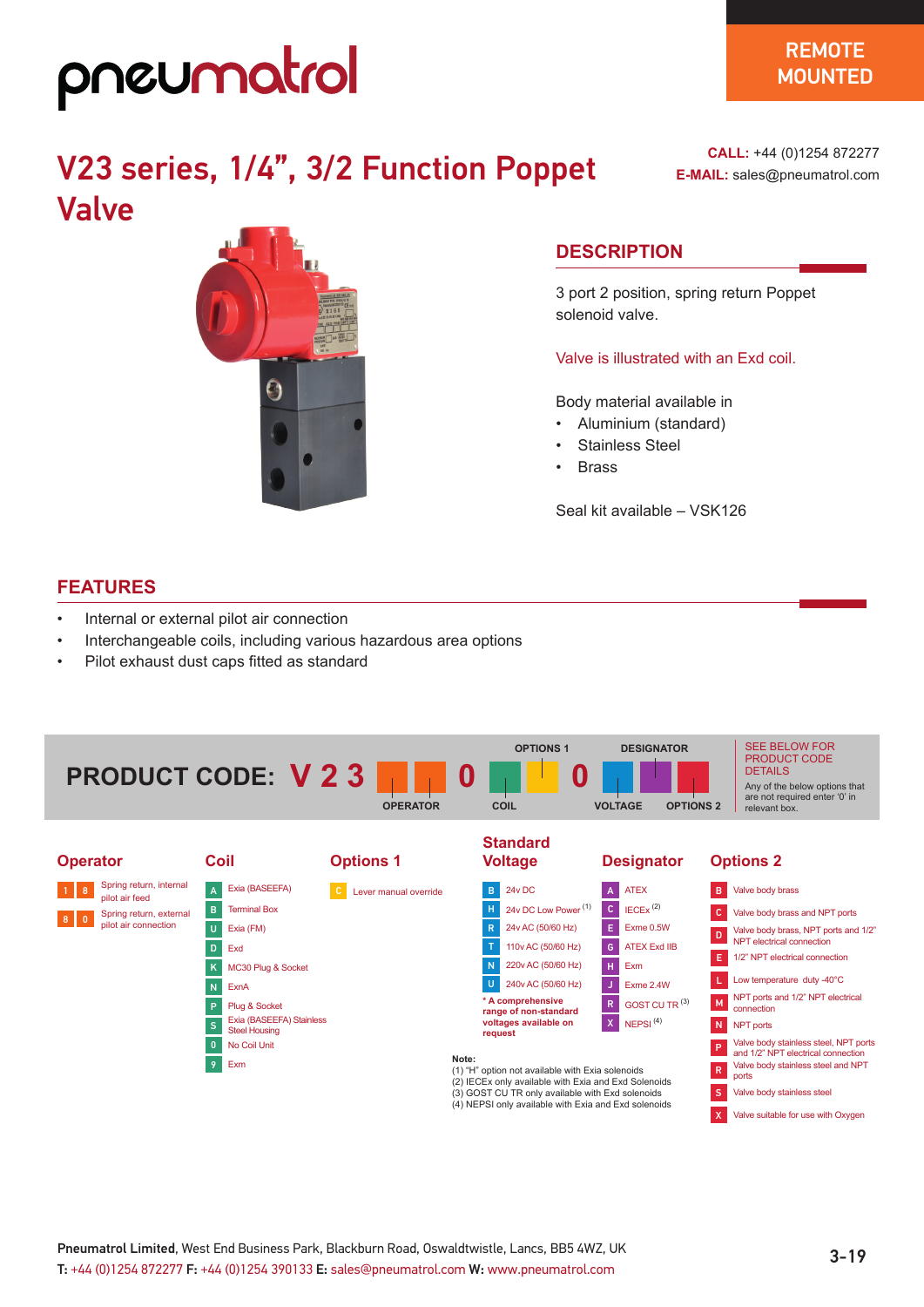pneumatrol

REMOTE MOUNTED

# V23 series, 1/4", 3/2 Function Poppet Valve

**CALL:** +44 (0)1254 872277
**E-MAIL:** sales@pneumatrol.com

## DESCRIPTION

3 port 2 position, spring return Poppet solenoid valve.

Valve is illustrated with an Exd coil.

Body material available in

- Aluminium (standard)
- Stainless Steel
- Brass

Seal kit available – VSK126

## FEATURES

- Internal or external pilot air connection
- Interchangeable coils, including various hazardous area options
- Pilot exhaust dust caps fitted as standard

**PRODUCT CODE: V 2 3** [OPERATOR] [OPERATOR] **0** [COIL] [OPTIONS 1] **0** [VOLTAGE] [DESIGNATOR] [OPTIONS 2]

SEE BELOW FOR PRODUCT CODE DETAILS

Any of the below options that are not required enter '0' in relevant box.

### Operator

| Code | Description |
|---|---|
| 1 8 | Spring return, internal pilot air feed |
| 8 0 | Spring return, external pilot air connection |

### Coil

| Code | Description |
|---|---|
| A | Exia (BASEEFA) |
| B | Terminal Box |
| U | Exia (FM) |
| D | Exd |
| K | MC30 Plug & Socket |
| N | ExnA |
| P | Plug & Socket |
| S | Exia (BASEEFA) Stainless Steel Housing |
| 0 | No Coil Unit |
| 9 | Exm |

### Options 1

| Code | Description |
|---|---|
| C | Lever manual override |

### Standard Voltage

| Code | Description |
|---|---|
| B | 24v DC |
| H | 24v DC Low Power (1) |
| R | 24v AC (50/60 Hz) |
| T | 110v AC (50/60 Hz) |
| N | 220v AC (50/60 Hz) |
| U | 240v AC (50/60 Hz) |

**\* A comprehensive range of non-standard voltages available on request**

### Designator

| Code | Description |
|---|---|
| A | ATEX |
| C | IECEx (2) |
| E | Exme 0.5W |
| G | ATEX Exd IIB |
| H | Exm |
| J | Exme 2.4W |
| R | GOST CU TR (3) |
| X | NEPSI (4) |

### Options 2

| Code | Description |
|---|---|
| B | Valve body brass |
| C | Valve body brass and NPT ports |
| D | Valve body brass, NPT ports and 1/2" NPT electrical connection |
| E | 1/2" NPT electrical connection |
| L | Low temperature duty -40°C |
| M | NPT ports and 1/2" NPT electrical connection |
| N | NPT ports |
| P | Valve body stainless steel, NPT ports and 1/2" NPT electrical connection |
| R | Valve body stainless steel and NPT ports |
| S | Valve body stainless steel |
| X | Valve suitable for use with Oxygen |

**Note:**
(1) "H" option not available with Exia solenoids
(2) IECEx only available with Exia and Exd Solenoids
(3) GOST CU TR only available with Exd solenoids
(4) NEPSI only available with Exia and Exd solenoids

**Pneumatrol Limited**, West End Business Park, Blackburn Road, Oswaldtwistle, Lancs, BB5 4WZ, UK
**T:** +44 (0)1254 872277 **F:** +44 (0)1254 390133 **E:** sales@pneumatrol.com **W:** www.pneumatrol.com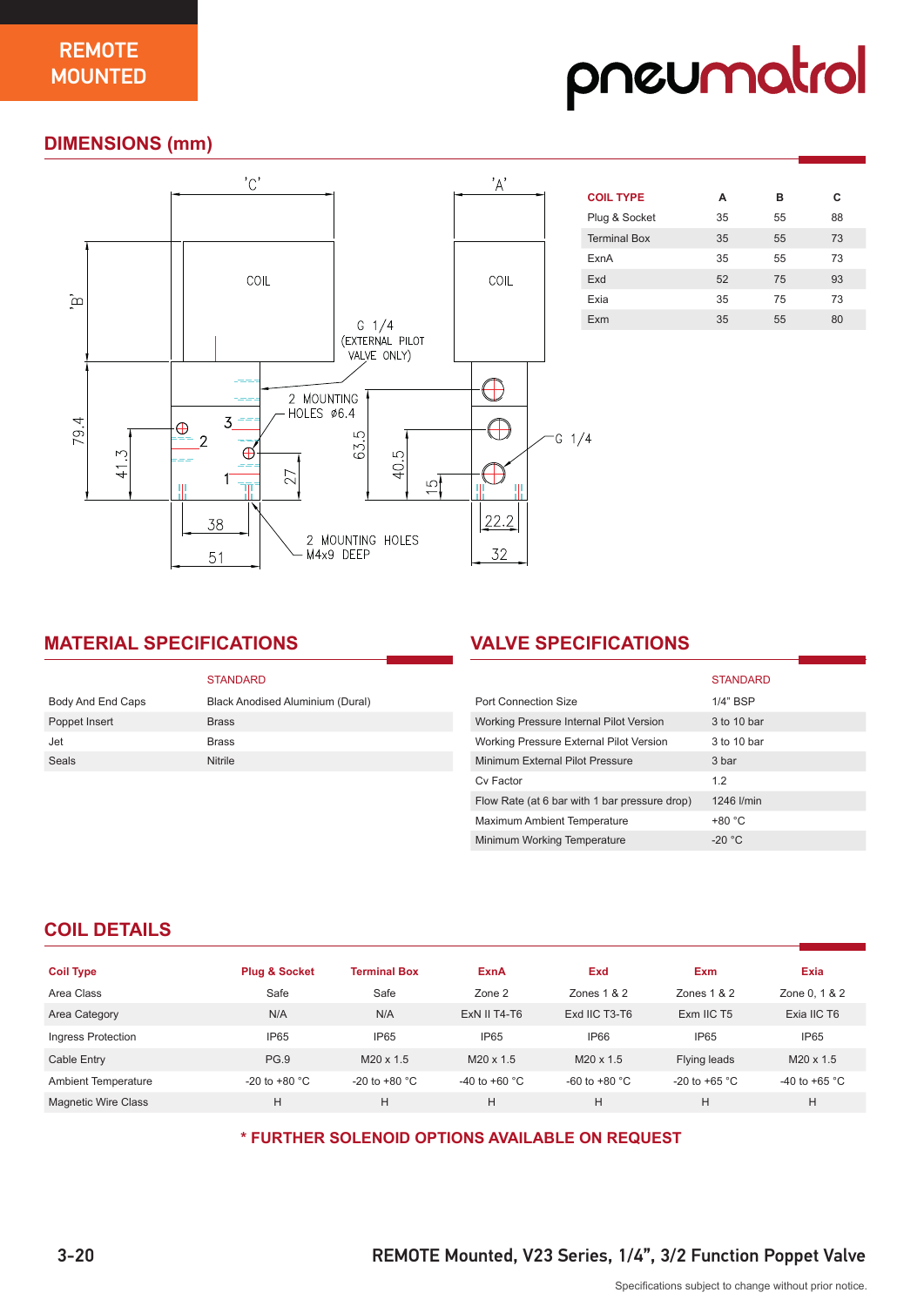REMOTE MOUNTED

## DIMENSIONS (mm)

'C'
'A'
COIL
COIL
'B'
G 1/4 (EXTERNAL PILOT VALVE ONLY)
2 MOUNTING HOLES ø6.4
G 1/4
79.4
41.3
3
2
1
27
63.5
40.5
15
38
51
22.2
32
2 MOUNTING HOLES M4x9 DEEP

| COIL TYPE | A | B | C |
|---|---|---|---|
| Plug & Socket | 35 | 55 | 88 |
| Terminal Box | 35 | 55 | 73 |
| ExnA | 35 | 55 | 73 |
| Exd | 52 | 75 | 93 |
| Exia | 35 | 75 | 73 |
| Exm | 35 | 55 | 80 |

## MATERIAL SPECIFICATIONS

| | STANDARD |
|---|---|
| Body And End Caps | Black Anodised Aluminium (Dural) |
| Poppet Insert | Brass |
| Jet | Brass |
| Seals | Nitrile |

## VALVE SPECIFICATIONS

| | STANDARD |
|---|---|
| Port Connection Size | 1/4" BSP |
| Working Pressure Internal Pilot Version | 3 to 10 bar |
| Working Pressure External Pilot Version | 3 to 10 bar |
| Minimum External Pilot Pressure | 3 bar |
| Cv Factor | 1.2 |
| Flow Rate (at 6 bar with 1 bar pressure drop) | 1246 l/min |
| Maximum Ambient Temperature | +80 °C |
| Minimum Working Temperature | -20 °C |

## COIL DETAILS

| Coil Type | Plug & Socket | Terminal Box | ExnA | Exd | Exm | Exia |
|---|---|---|---|---|---|---|
| Area Class | Safe | Safe | Zone 2 | Zones 1 & 2 | Zones 1 & 2 | Zone 0, 1 & 2 |
| Area Category | N/A | N/A | ExN II T4-T6 | Exd IIC T3-T6 | Exm IIC T5 | Exia IIC T6 |
| Ingress Protection | IP65 | IP65 | IP65 | IP66 | IP65 | IP65 |
| Cable Entry | PG.9 | M20 x 1.5 | M20 x 1.5 | M20 x 1.5 | Flying leads | M20 x 1.5 |
| Ambient Temperature | -20 to +80 °C | -20 to +80 °C | -40 to +60 °C | -60 to +80 °C | -20 to +65 °C | -40 to +65 °C |
| Magnetic Wire Class | H | H | H | H | H | H |

**\* FURTHER SOLENOID OPTIONS AVAILABLE ON REQUEST**

REMOTE Mounted, V23 Series, 1/4", 3/2 Function Poppet Valve

Specifications subject to change without prior notice.